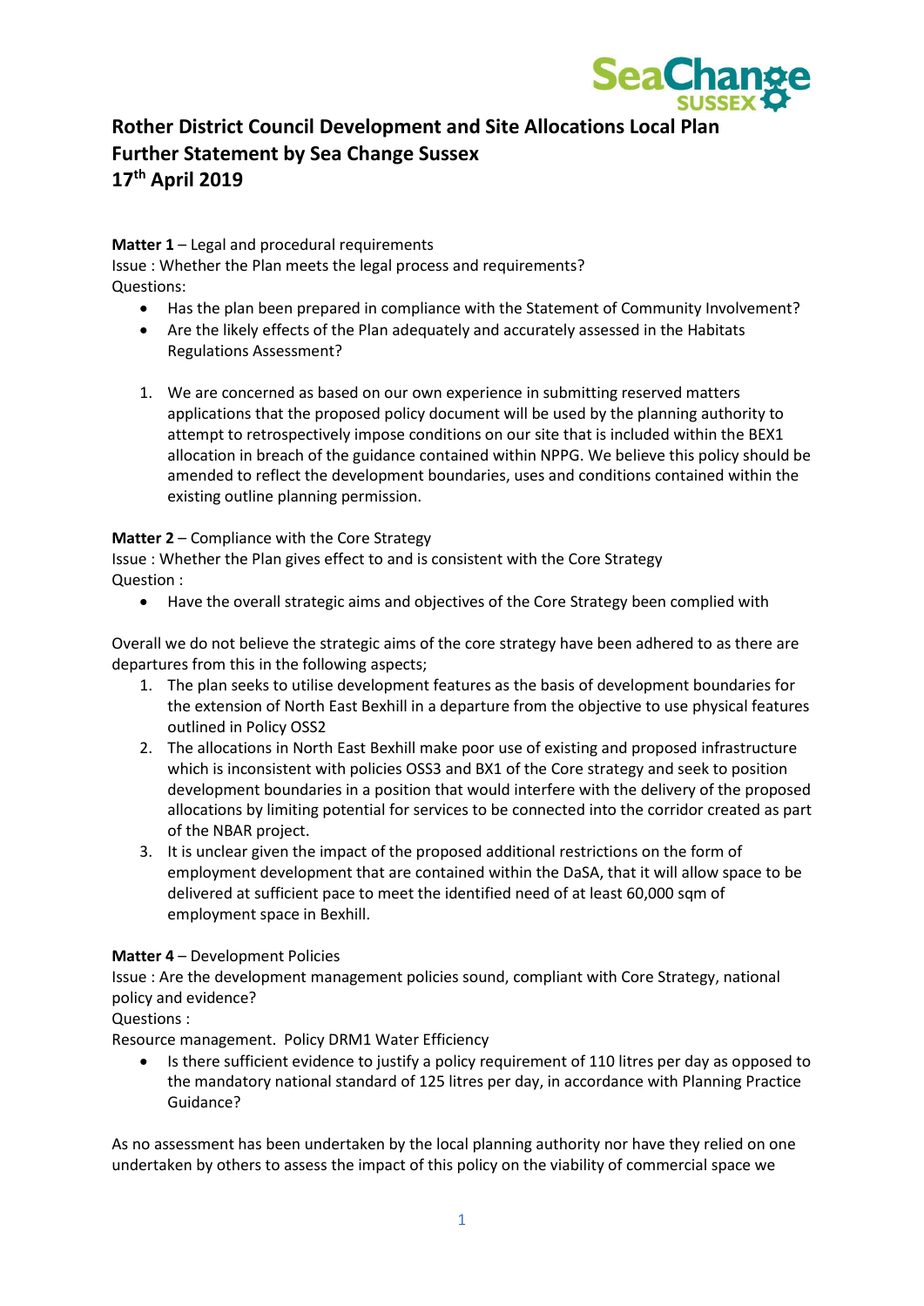# Rother District Council Development and Site Allocations Local Plan
# Further Statement by Sea Change Sussex
# 17th April 2019

**Matter 1** – Legal and procedural requirements
Issue : Whether the Plan meets the legal process and requirements?
Questions:

- Has the plan been prepared in compliance with the Statement of Community Involvement?
- Are the likely effects of the Plan adequately and accurately assessed in the Habitats Regulations Assessment?

1. We are concerned as based on our own experience in submitting reserved matters applications that the proposed policy document will be used by the planning authority to attempt to retrospectively impose conditions on our site that is included within the BEX1 allocation in breach of the guidance contained within NPPG. We believe this policy should be amended to reflect the development boundaries, uses and conditions contained within the existing outline planning permission.

**Matter 2** – Compliance with the Core Strategy
Issue : Whether the Plan gives effect to and is consistent with the Core Strategy
Question :

- Have the overall strategic aims and objectives of the Core Strategy been complied with

Overall we do not believe the strategic aims of the core strategy have been adhered to as there are departures from this in the following aspects;

1. The plan seeks to utilise development features as the basis of development boundaries for the extension of North East Bexhill in a departure from the objective to use physical features outlined in Policy OSS2
2. The allocations in North East Bexhill make poor use of existing and proposed infrastructure which is inconsistent with policies OSS3 and BX1 of the Core strategy and seek to position development boundaries in a position that would interfere with the delivery of the proposed allocations by limiting potential for services to be connected into the corridor created as part of the NBAR project.
3. It is unclear given the impact of the proposed additional restrictions on the form of employment development that are contained within the DaSA, that it will allow space to be delivered at sufficient pace to meet the identified need of at least 60,000 sqm of employment space in Bexhill.

**Matter 4** – Development Policies
Issue : Are the development management policies sound, compliant with Core Strategy, national policy and evidence?
Questions :
Resource management. Policy DRM1 Water Efficiency

- Is there sufficient evidence to justify a policy requirement of 110 litres per day as opposed to the mandatory national standard of 125 litres per day, in accordance with Planning Practice Guidance?

As no assessment has been undertaken by the local planning authority nor have they relied on one undertaken by others to assess the impact of this policy on the viability of commercial space we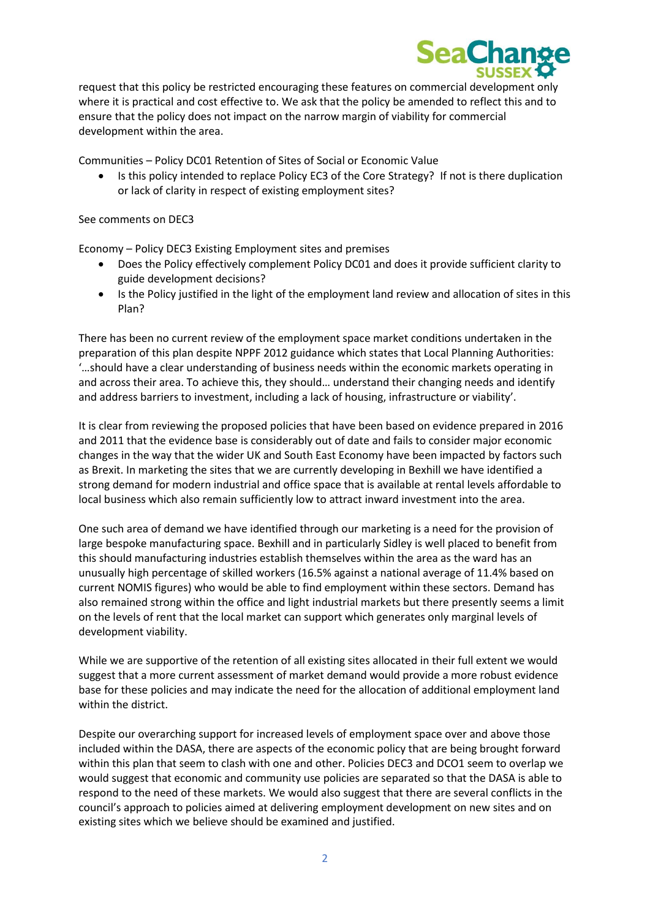request that this policy be restricted encouraging these features on commercial development only where it is practical and cost effective to. We ask that the policy be amended to reflect this and to ensure that the policy does not impact on the narrow margin of viability for commercial development within the area.

Communities – Policy DC01 Retention of Sites of Social or Economic Value

- Is this policy intended to replace Policy EC3 of the Core Strategy? If not is there duplication or lack of clarity in respect of existing employment sites?

See comments on DEC3

Economy – Policy DEC3 Existing Employment sites and premises

- Does the Policy effectively complement Policy DC01 and does it provide sufficient clarity to guide development decisions?
- Is the Policy justified in the light of the employment land review and allocation of sites in this Plan?

There has been no current review of the employment space market conditions undertaken in the preparation of this plan despite NPPF 2012 guidance which states that Local Planning Authorities: '…should have a clear understanding of business needs within the economic markets operating in and across their area. To achieve this, they should… understand their changing needs and identify and address barriers to investment, including a lack of housing, infrastructure or viability'.

It is clear from reviewing the proposed policies that have been based on evidence prepared in 2016 and 2011 that the evidence base is considerably out of date and fails to consider major economic changes in the way that the wider UK and South East Economy have been impacted by factors such as Brexit. In marketing the sites that we are currently developing in Bexhill we have identified a strong demand for modern industrial and office space that is available at rental levels affordable to local business which also remain sufficiently low to attract inward investment into the area.

One such area of demand we have identified through our marketing is a need for the provision of large bespoke manufacturing space. Bexhill and in particularly Sidley is well placed to benefit from this should manufacturing industries establish themselves within the area as the ward has an unusually high percentage of skilled workers (16.5% against a national average of 11.4% based on current NOMIS figures) who would be able to find employment within these sectors. Demand has also remained strong within the office and light industrial markets but there presently seems a limit on the levels of rent that the local market can support which generates only marginal levels of development viability.

While we are supportive of the retention of all existing sites allocated in their full extent we would suggest that a more current assessment of market demand would provide a more robust evidence base for these policies and may indicate the need for the allocation of additional employment land within the district.

Despite our overarching support for increased levels of employment space over and above those included within the DASA, there are aspects of the economic policy that are being brought forward within this plan that seem to clash with one and other. Policies DEC3 and DCO1 seem to overlap we would suggest that economic and community use policies are separated so that the DASA is able to respond to the need of these markets. We would also suggest that there are several conflicts in the council's approach to policies aimed at delivering employment development on new sites and on existing sites which we believe should be examined and justified.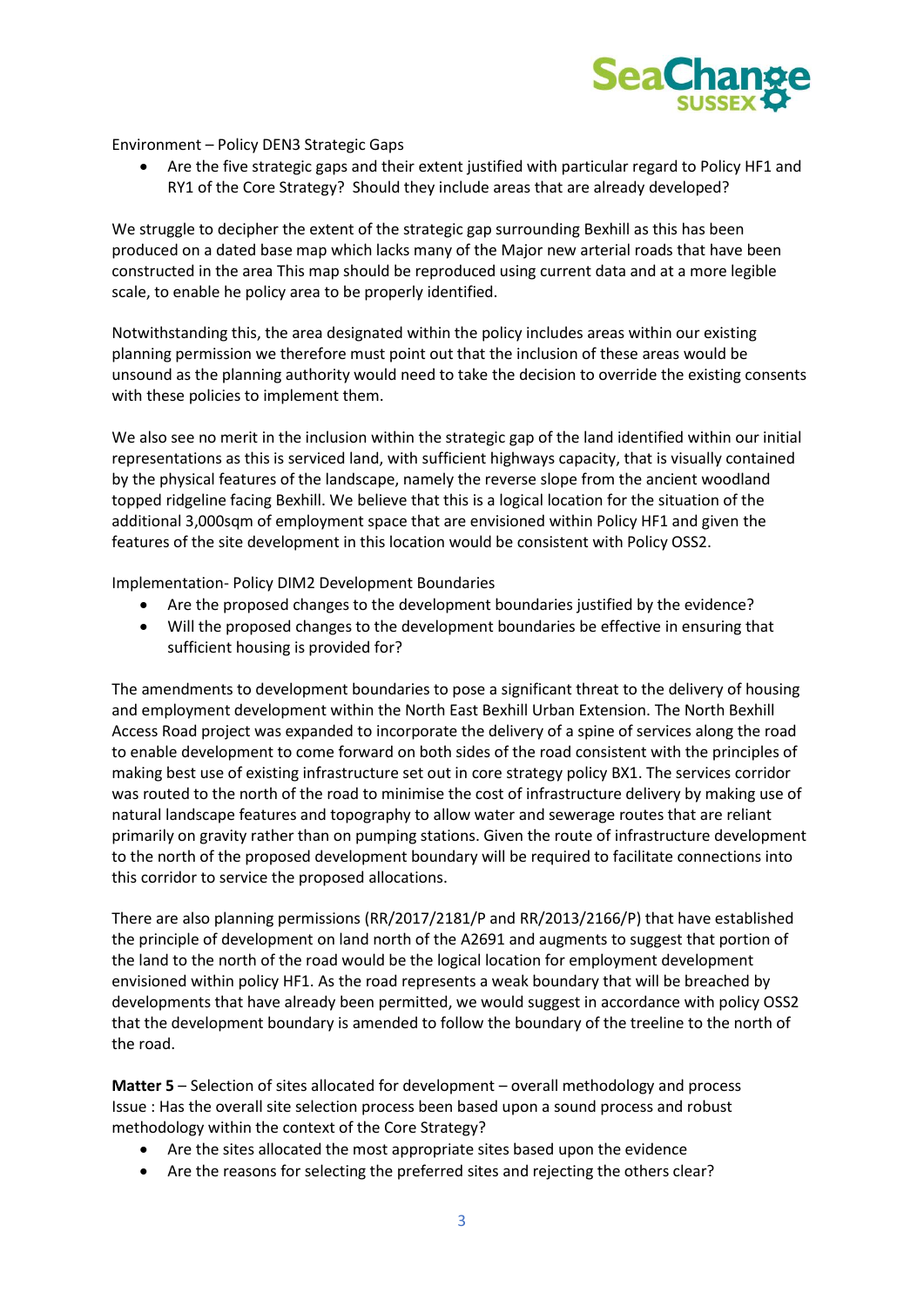Environment – Policy DEN3 Strategic Gaps

- Are the five strategic gaps and their extent justified with particular regard to Policy HF1 and RY1 of the Core Strategy? Should they include areas that are already developed?

We struggle to decipher the extent of the strategic gap surrounding Bexhill as this has been produced on a dated base map which lacks many of the Major new arterial roads that have been constructed in the area This map should be reproduced using current data and at a more legible scale, to enable he policy area to be properly identified.

Notwithstanding this, the area designated within the policy includes areas within our existing planning permission we therefore must point out that the inclusion of these areas would be unsound as the planning authority would need to take the decision to override the existing consents with these policies to implement them.

We also see no merit in the inclusion within the strategic gap of the land identified within our initial representations as this is serviced land, with sufficient highways capacity, that is visually contained by the physical features of the landscape, namely the reverse slope from the ancient woodland topped ridgeline facing Bexhill. We believe that this is a logical location for the situation of the additional 3,000sqm of employment space that are envisioned within Policy HF1 and given the features of the site development in this location would be consistent with Policy OSS2.

Implementation- Policy DIM2 Development Boundaries

- Are the proposed changes to the development boundaries justified by the evidence?
- Will the proposed changes to the development boundaries be effective in ensuring that sufficient housing is provided for?

The amendments to development boundaries to pose a significant threat to the delivery of housing and employment development within the North East Bexhill Urban Extension. The North Bexhill Access Road project was expanded to incorporate the delivery of a spine of services along the road to enable development to come forward on both sides of the road consistent with the principles of making best use of existing infrastructure set out in core strategy policy BX1. The services corridor was routed to the north of the road to minimise the cost of infrastructure delivery by making use of natural landscape features and topography to allow water and sewerage routes that are reliant primarily on gravity rather than on pumping stations. Given the route of infrastructure development to the north of the proposed development boundary will be required to facilitate connections into this corridor to service the proposed allocations.

There are also planning permissions (RR/2017/2181/P and RR/2013/2166/P) that have established the principle of development on land north of the A2691 and augments to suggest that portion of the land to the north of the road would be the logical location for employment development envisioned within policy HF1. As the road represents a weak boundary that will be breached by developments that have already been permitted, we would suggest in accordance with policy OSS2 that the development boundary is amended to follow the boundary of the treeline to the north of the road.

**Matter 5** – Selection of sites allocated for development – overall methodology and process
Issue : Has the overall site selection process been based upon a sound process and robust methodology within the context of the Core Strategy?

- Are the sites allocated the most appropriate sites based upon the evidence
- Are the reasons for selecting the preferred sites and rejecting the others clear?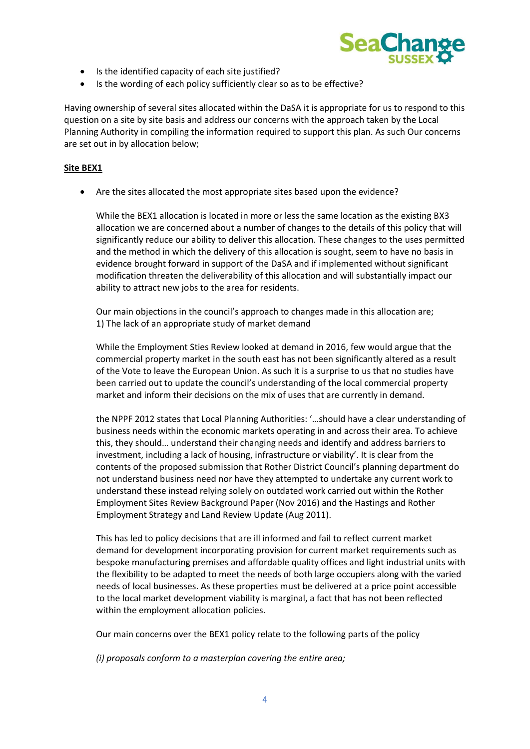- Is the identified capacity of each site justified?
- Is the wording of each policy sufficiently clear so as to be effective?

Having ownership of several sites allocated within the DaSA it is appropriate for us to respond to this question on a site by site basis and address our concerns with the approach taken by the Local Planning Authority in compiling the information required to support this plan. As such Our concerns are set out in by allocation below;

**Site BEX1**

- Are the sites allocated the most appropriate sites based upon the evidence?

  While the BEX1 allocation is located in more or less the same location as the existing BX3 allocation we are concerned about a number of changes to the details of this policy that will significantly reduce our ability to deliver this allocation. These changes to the uses permitted and the method in which the delivery of this allocation is sought, seem to have no basis in evidence brought forward in support of the DaSA and if implemented without significant modification threaten the deliverability of this allocation and will substantially impact our ability to attract new jobs to the area for residents.

  Our main objections in the council's approach to changes made in this allocation are;
  1) The lack of an appropriate study of market demand

  While the Employment Sties Review looked at demand in 2016, few would argue that the commercial property market in the south east has not been significantly altered as a result of the Vote to leave the European Union. As such it is a surprise to us that no studies have been carried out to update the council's understanding of the local commercial property market and inform their decisions on the mix of uses that are currently in demand.

  the NPPF 2012 states that Local Planning Authorities: '…should have a clear understanding of business needs within the economic markets operating in and across their area. To achieve this, they should… understand their changing needs and identify and address barriers to investment, including a lack of housing, infrastructure or viability'. It is clear from the contents of the proposed submission that Rother District Council's planning department do not understand business need nor have they attempted to undertake any current work to understand these instead relying solely on outdated work carried out within the Rother Employment Sites Review Background Paper (Nov 2016) and the Hastings and Rother Employment Strategy and Land Review Update (Aug 2011).

  This has led to policy decisions that are ill informed and fail to reflect current market demand for development incorporating provision for current market requirements such as bespoke manufacturing premises and affordable quality offices and light industrial units with the flexibility to be adapted to meet the needs of both large occupiers along with the varied needs of local businesses. As these properties must be delivered at a price point accessible to the local market development viability is marginal, a fact that has not been reflected within the employment allocation policies.

  Our main concerns over the BEX1 policy relate to the following parts of the policy

  *(i) proposals conform to a masterplan covering the entire area;*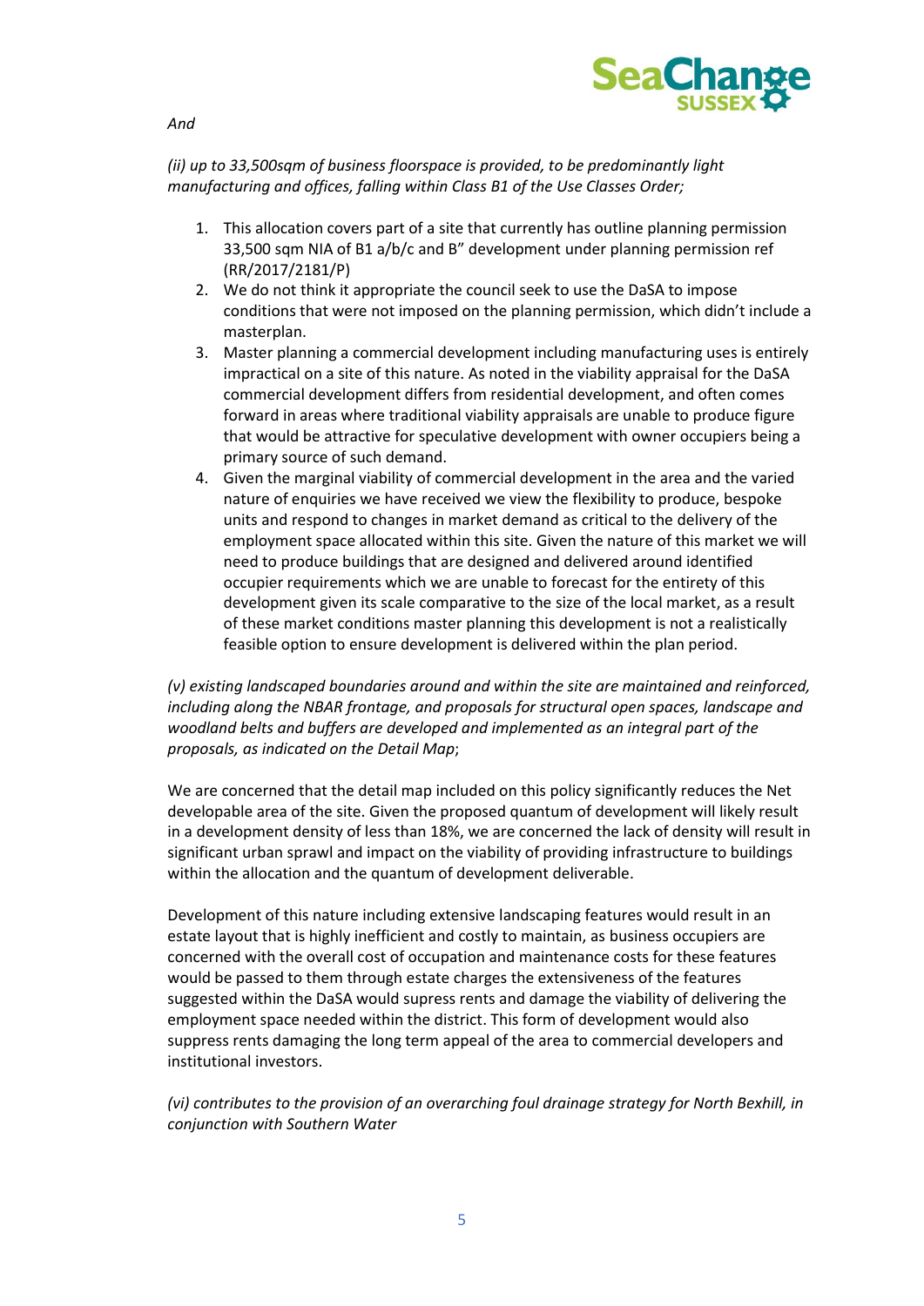*And*

*(ii) up to 33,500sqm of business floorspace is provided, to be predominantly light manufacturing and offices, falling within Class B1 of the Use Classes Order;*

1. This allocation covers part of a site that currently has outline planning permission 33,500 sqm NIA of B1 a/b/c and B" development under planning permission ref (RR/2017/2181/P)
2. We do not think it appropriate the council seek to use the DaSA to impose conditions that were not imposed on the planning permission, which didn't include a masterplan.
3. Master planning a commercial development including manufacturing uses is entirely impractical on a site of this nature. As noted in the viability appraisal for the DaSA commercial development differs from residential development, and often comes forward in areas where traditional viability appraisals are unable to produce figure that would be attractive for speculative development with owner occupiers being a primary source of such demand.
4. Given the marginal viability of commercial development in the area and the varied nature of enquiries we have received we view the flexibility to produce, bespoke units and respond to changes in market demand as critical to the delivery of the employment space allocated within this site. Given the nature of this market we will need to produce buildings that are designed and delivered around identified occupier requirements which we are unable to forecast for the entirety of this development given its scale comparative to the size of the local market, as a result of these market conditions master planning this development is not a realistically feasible option to ensure development is delivered within the plan period.

*(v) existing landscaped boundaries around and within the site are maintained and reinforced, including along the NBAR frontage, and proposals for structural open spaces, landscape and woodland belts and buffers are developed and implemented as an integral part of the proposals, as indicated on the Detail Map*;

We are concerned that the detail map included on this policy significantly reduces the Net developable area of the site. Given the proposed quantum of development will likely result in a development density of less than 18%, we are concerned the lack of density will result in significant urban sprawl and impact on the viability of providing infrastructure to buildings within the allocation and the quantum of development deliverable.

Development of this nature including extensive landscaping features would result in an estate layout that is highly inefficient and costly to maintain, as business occupiers are concerned with the overall cost of occupation and maintenance costs for these features would be passed to them through estate charges the extensiveness of the features suggested within the DaSA would supress rents and damage the viability of delivering the employment space needed within the district. This form of development would also suppress rents damaging the long term appeal of the area to commercial developers and institutional investors.

*(vi) contributes to the provision of an overarching foul drainage strategy for North Bexhill, in conjunction with Southern Water*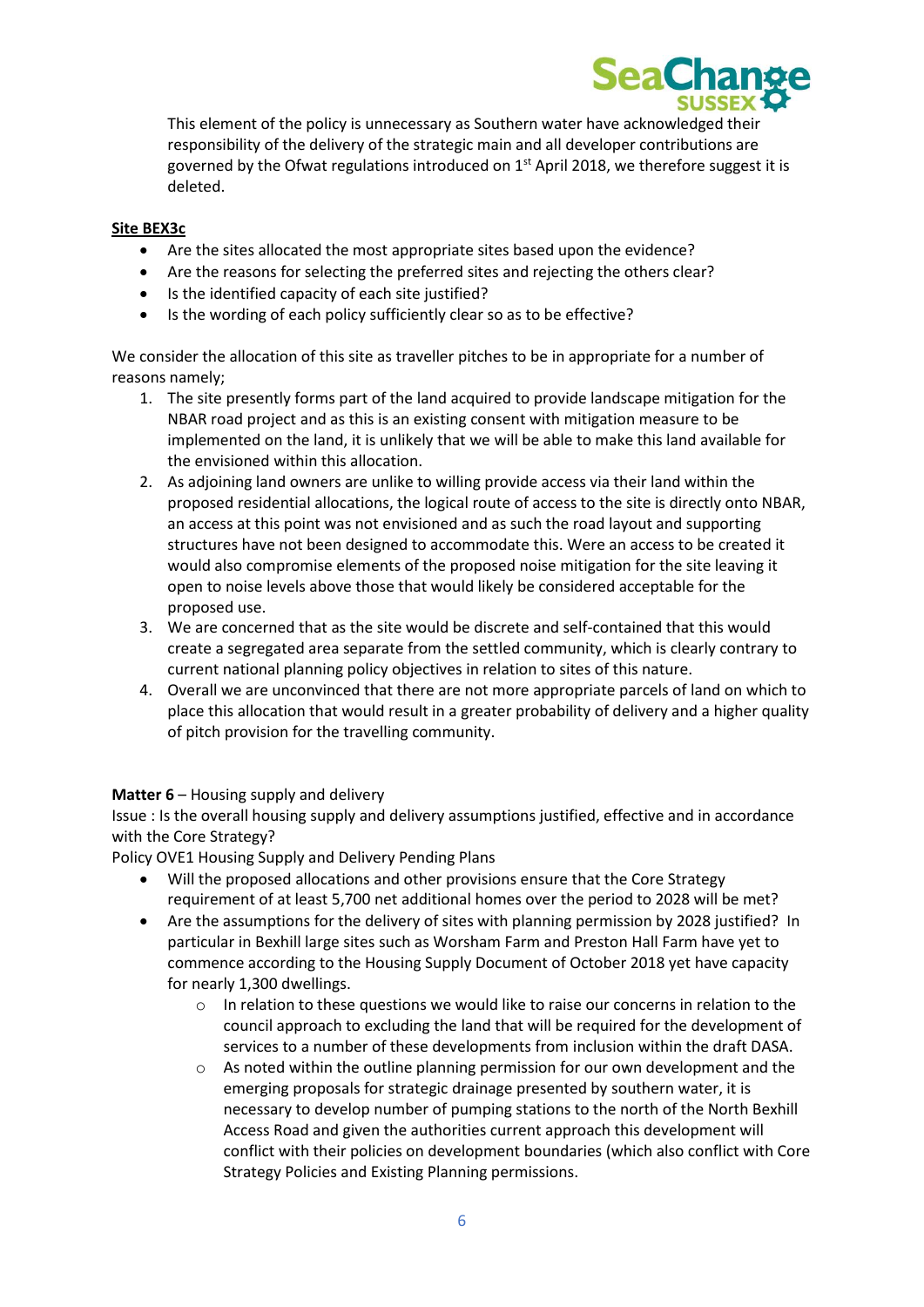This element of the policy is unnecessary as Southern water have acknowledged their responsibility of the delivery of the strategic main and all developer contributions are governed by the Ofwat regulations introduced on 1st April 2018, we therefore suggest it is deleted.

**Site BEX3c**

- Are the sites allocated the most appropriate sites based upon the evidence?
- Are the reasons for selecting the preferred sites and rejecting the others clear?
- Is the identified capacity of each site justified?
- Is the wording of each policy sufficiently clear so as to be effective?

We consider the allocation of this site as traveller pitches to be in appropriate for a number of reasons namely;

1. The site presently forms part of the land acquired to provide landscape mitigation for the NBAR road project and as this is an existing consent with mitigation measure to be implemented on the land, it is unlikely that we will be able to make this land available for the envisioned within this allocation.
2. As adjoining land owners are unlike to willing provide access via their land within the proposed residential allocations, the logical route of access to the site is directly onto NBAR, an access at this point was not envisioned and as such the road layout and supporting structures have not been designed to accommodate this. Were an access to be created it would also compromise elements of the proposed noise mitigation for the site leaving it open to noise levels above those that would likely be considered acceptable for the proposed use.
3. We are concerned that as the site would be discrete and self-contained that this would create a segregated area separate from the settled community, which is clearly contrary to current national planning policy objectives in relation to sites of this nature.
4. Overall we are unconvinced that there are not more appropriate parcels of land on which to place this allocation that would result in a greater probability of delivery and a higher quality of pitch provision for the travelling community.

**Matter 6** – Housing supply and delivery

Issue : Is the overall housing supply and delivery assumptions justified, effective and in accordance with the Core Strategy?

Policy OVE1 Housing Supply and Delivery Pending Plans

- Will the proposed allocations and other provisions ensure that the Core Strategy requirement of at least 5,700 net additional homes over the period to 2028 will be met?
- Are the assumptions for the delivery of sites with planning permission by 2028 justified? In particular in Bexhill large sites such as Worsham Farm and Preston Hall Farm have yet to commence according to the Housing Supply Document of October 2018 yet have capacity for nearly 1,300 dwellings.
  - In relation to these questions we would like to raise our concerns in relation to the council approach to excluding the land that will be required for the development of services to a number of these developments from inclusion within the draft DASA.
  - As noted within the outline planning permission for our own development and the emerging proposals for strategic drainage presented by southern water, it is necessary to develop number of pumping stations to the north of the North Bexhill Access Road and given the authorities current approach this development will conflict with their policies on development boundaries (which also conflict with Core Strategy Policies and Existing Planning permissions.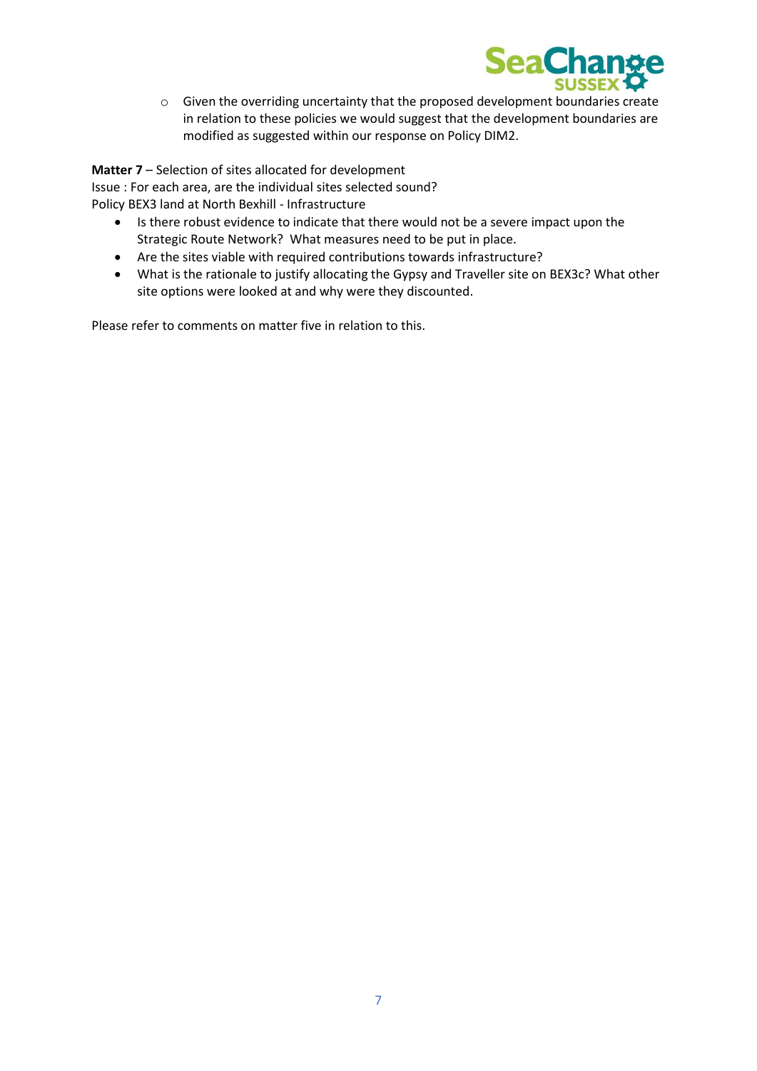- Given the overriding uncertainty that the proposed development boundaries create in relation to these policies we would suggest that the development boundaries are modified as suggested within our response on Policy DIM2.

**Matter 7** – Selection of sites allocated for development
Issue : For each area, are the individual sites selected sound?
Policy BEX3 land at North Bexhill - Infrastructure

- Is there robust evidence to indicate that there would not be a severe impact upon the Strategic Route Network? What measures need to be put in place.
- Are the sites viable with required contributions towards infrastructure?
- What is the rationale to justify allocating the Gypsy and Traveller site on BEX3c? What other site options were looked at and why were they discounted.

Please refer to comments on matter five in relation to this.